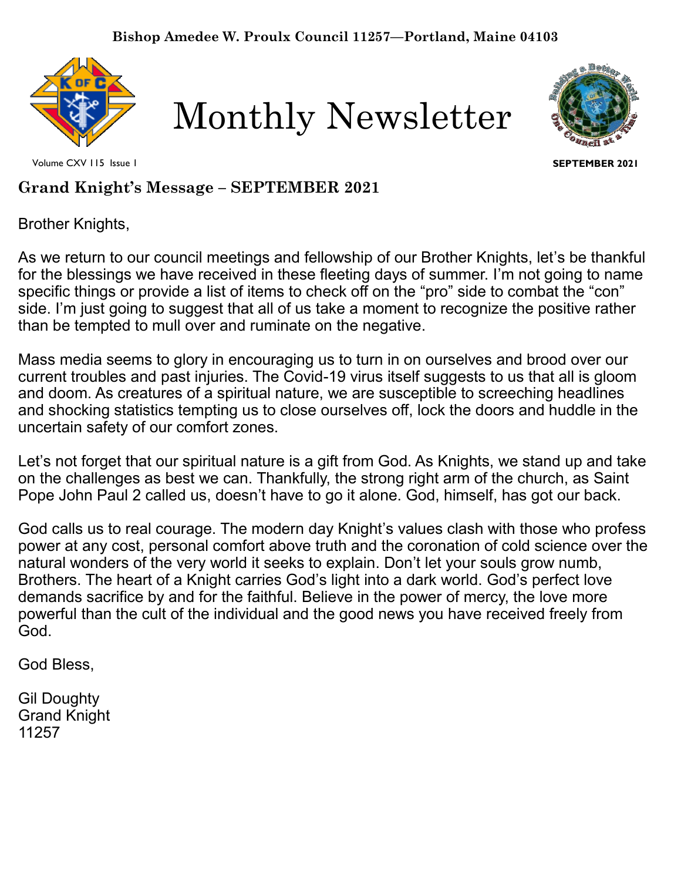Bishop Amedee W. Proulx Council 11257—Portland, Maine 04103

# Monthly Newsletter

Volume CXV 115 Issue 1

SEPTEMBER 2021

## Grand Knight's Message – SEPTEMBER 2021

Brother Knights,

As we return to our council meetings and fellowship of our Brother Knights, let's be thankful for the blessings we have received in these fleeting days of summer. I'm not going to name specific things or provide a list of items to check off on the "pro" side to combat the "con" side. I'm just going to suggest that all of us take a moment to recognize the positive rather than be tempted to mull over and ruminate on the negative.

Mass media seems to glory in encouraging us to turn in on ourselves and brood over our current troubles and past injuries. The Covid-19 virus itself suggests to us that all is gloom and doom. As creatures of a spiritual nature, we are susceptible to screeching headlines and shocking statistics tempting us to close ourselves off, lock the doors and huddle in the uncertain safety of our comfort zones.

Let's not forget that our spiritual nature is a gift from God. As Knights, we stand up and take on the challenges as best we can. Thankfully, the strong right arm of the church, as Saint Pope John Paul 2 called us, doesn't have to go it alone. God, himself, has got our back.

God calls us to real courage. The modern day Knight's values clash with those who profess power at any cost, personal comfort above truth and the coronation of cold science over the natural wonders of the very world it seeks to explain. Don't let your souls grow numb, Brothers. The heart of a Knight carries God's light into a dark world. God's perfect love demands sacrifice by and for the faithful. Believe in the power of mercy, the love more powerful than the cult of the individual and the good news you have received freely from God.

God Bless,

Gil Doughty
Grand Knight
11257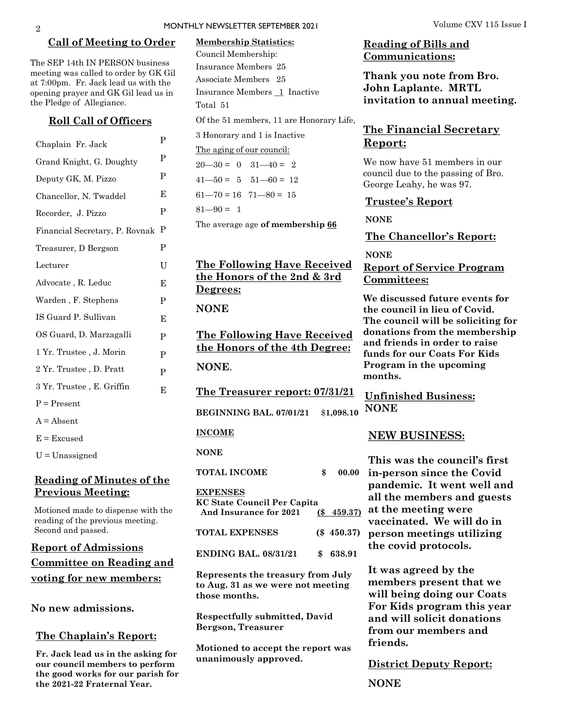## Call of Meeting to Order

The SEP 14th IN PERSON business meeting was called to order by GK Gil at 7:00pm. Fr. Jack lead us with the opening prayer and GK Gil lead us in the Pledge of Allegiance.

## Roll Call of Officers

| Officer | Status |
|---|---|
| Chaplain Fr. Jack | P |
| Grand Knight, G. Doughty | P |
| Deputy GK, M. Pizzo | P |
| Chancellor, N. Twaddel | E |
| Recorder, J. Pizzo | P |
| Financial Secretary, P. Rovnak | P |
| Treasurer, D Bergson | P |
| Lecturer | U |
| Advocate , R. Leduc | E |
| Warden , F. Stephens | P |
| IS Guard P. Sullivan | E |
| OS Guard, D. Marzagalli | P |
| 1 Yr. Trustee , J. Morin | P |
| 2 Yr. Trustee , D. Pratt | P |
| 3 Yr. Trustee , E. Griffin | E |

P = Present

A = Absent

E = Excused

U = Unassigned

## Reading of Minutes of the Previous Meeting:

Motioned made to dispense with the reading of the previous meeting. Second and passed.

## Report of Admissions Committee on Reading and voting for new members:

**No new admissions.**

## The Chaplain's Report:

**Fr. Jack lead us in the asking for our council members to perform the good works for our parish for the 2021-22 Fraternal Year.**

**Membership Statistics:**

Council Membership:

Insurance Members 25

Associate Members 25

Insurance Members 1 Inactive

Total 51

Of the 51 members, 11 are Honorary Life, 3 Honorary and 1 is Inactive

The aging of our council:

20—30 = 0 31—40 = 2

41—50 = 5 51—60 = 12

61—70 = 16 71—80 = 15

81—90 = 1

The average age **of membership 66**

## The Following Have Received the Honors of the 2nd & 3rd Degrees:

**NONE**

## The Following Have Received the Honors of the 4th Degree:

**NONE**.

## The Treasurer report: 07/31/21

| | |
|---|---|
| **BEGINNING BAL. 07/01/21** | $**1,098.10** |
| **INCOME** | |
| **NONE** | |
| **TOTAL INCOME** | **$ 00.00** |
| **EXPENSES** | |
| **KC State Council Per Capita And Insurance for 2021** | **($ 459.37)** |
| **TOTAL EXPENSES** | **($ 450.37)** |
| **ENDING BAL. 08/31/21** | **$ 638.91** |

**Represents the treasury from July to Aug. 31 as we were not meeting those months.**

**Respectfully submitted, David Bergson, Treasurer**

**Motioned to accept the report was unanimously approved.**

## Reading of Bills and Communications:

**Thank you note from Bro. John Laplante. MRTL invitation to annual meeting.**

## The Financial Secretary Report:

We now have 51 members in our council due to the passing of Bro. George Leahy, he was 97.

## Trustee's Report

**NONE**

## The Chancellor's Report:

**NONE**

## Report of Service Program Committees:

**We discussed future events for the council in lieu of Covid. The council will be soliciting for donations from the membership and friends in order to raise funds for our Coats For Kids Program in the upcoming months.**

## Unfinished Business:

**NONE**

## NEW BUSINESS:

**This was the council's first in-person since the Covid pandemic. It went well and all the members and guests at the meeting were vaccinated. We will do in person meetings utilizing the covid protocols.**

**It was agreed by the members present that we will being doing our Coats For Kids program this year and will solicit donations from our members and friends.**

## District Deputy Report:

**NONE**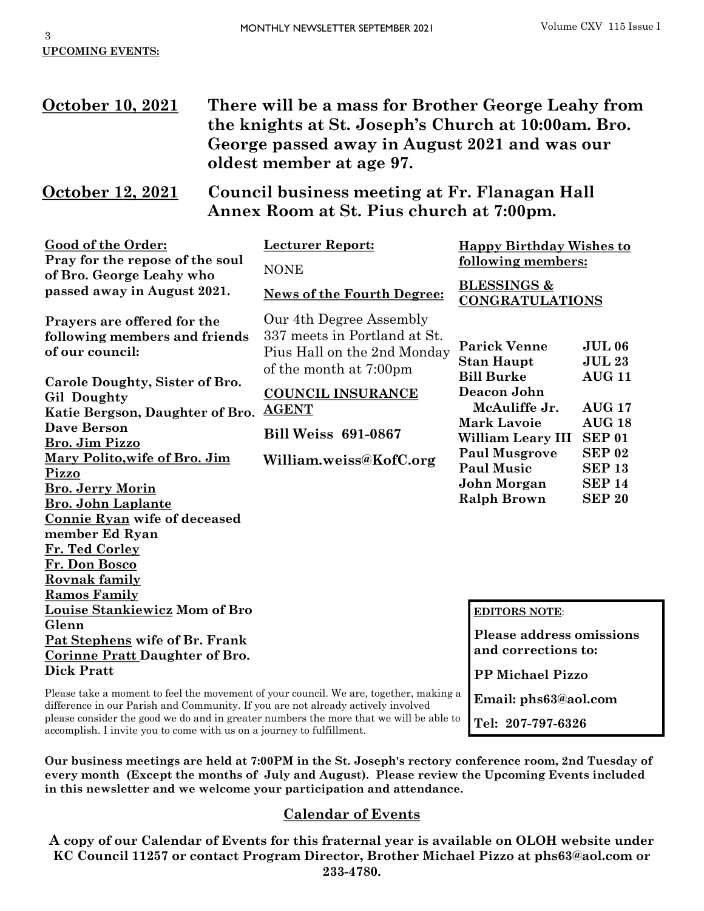**UPCOMING EVENTS:**

**October 10, 2021** — **There will be a mass for Brother George Leahy from the knights at St. Joseph's Church at 10:00am. Bro. George passed away in August 2021 and was our oldest member at age 97.**

**October 12, 2021** — **Council business meeting at Fr. Flanagan Hall Annex Room at St. Pius church at 7:00pm.**

**Good of the Order:**

**Pray for the repose of the soul of Bro. George Leahy who passed away in August 2021.**

**Prayers are offered for the following members and friends of our council:**

**Carole Doughty, Sister of Bro. Gil Doughty**
**Katie Bergson, Daughter of Bro. Dave Berson**
**Bro. Jim Pizzo**
**Mary Polito,wife of Bro. Jim Pizzo**
**Bro. Jerry Morin**
**Bro. John Laplante**
**Connie Ryan wife of deceased member Ed Ryan**
**Fr. Ted Corley**
**Fr. Don Bosco**
**Rovnak family**
**Ramos Family**
**Louise Stankiewicz Mom of Bro Glenn**
**Pat Stephens wife of Br. Frank**
**Corinne Pratt Daughter of Bro. Dick Pratt**

**Lecturer Report:**

NONE

**News of the Fourth Degree:**

Our 4th Degree Assembly 337 meets in Portland at St. Pius Hall on the 2nd Monday of the month at 7:00pm

**COUNCIL INSURANCE AGENT**

**Bill Weiss 691-0867**

**William.weiss@KofC.org**

**Happy Birthday Wishes to following members:**

**BLESSINGS & CONGRATULATIONS**

| | |
|---|---|
| **Parick Venne** | **JUL 06** |
| **Stan Haupt** | **JUL 23** |
| **Bill Burke** | **AUG 11** |
| **Deacon John McAuliffe Jr.** | **AUG 17** |
| **Mark Lavoie** | **AUG 18** |
| **William Leary III** | **SEP 01** |
| **Paul Musgrove** | **SEP 02** |
| **Paul Music** | **SEP 13** |
| **John Morgan** | **SEP 14** |
| **Ralph Brown** | **SEP 20** |

Please take a moment to feel the movement of your council. We are, together, making a difference in our Parish and Community. If you are not already actively involved please consider the good we do and in greater numbers the more that we will be able to accomplish. I invite you to come with us on a journey to fulfillment.

**EDITORS NOTE**:

**Please address omissions and corrections to:**

**PP Michael Pizzo**

**Email: phs63@aol.com**

**Tel: 207-797-6326**

**Our business meetings are held at 7:00PM in the St. Joseph's rectory conference room, 2nd Tuesday of every month (Except the months of July and August). Please review the Upcoming Events included in this newsletter and we welcome your participation and attendance.**

## Calendar of Events

**A copy of our Calendar of Events for this fraternal year is available on OLOH website under KC Council 11257 or contact Program Director, Brother Michael Pizzo at phs63@aol.com or 233-4780.**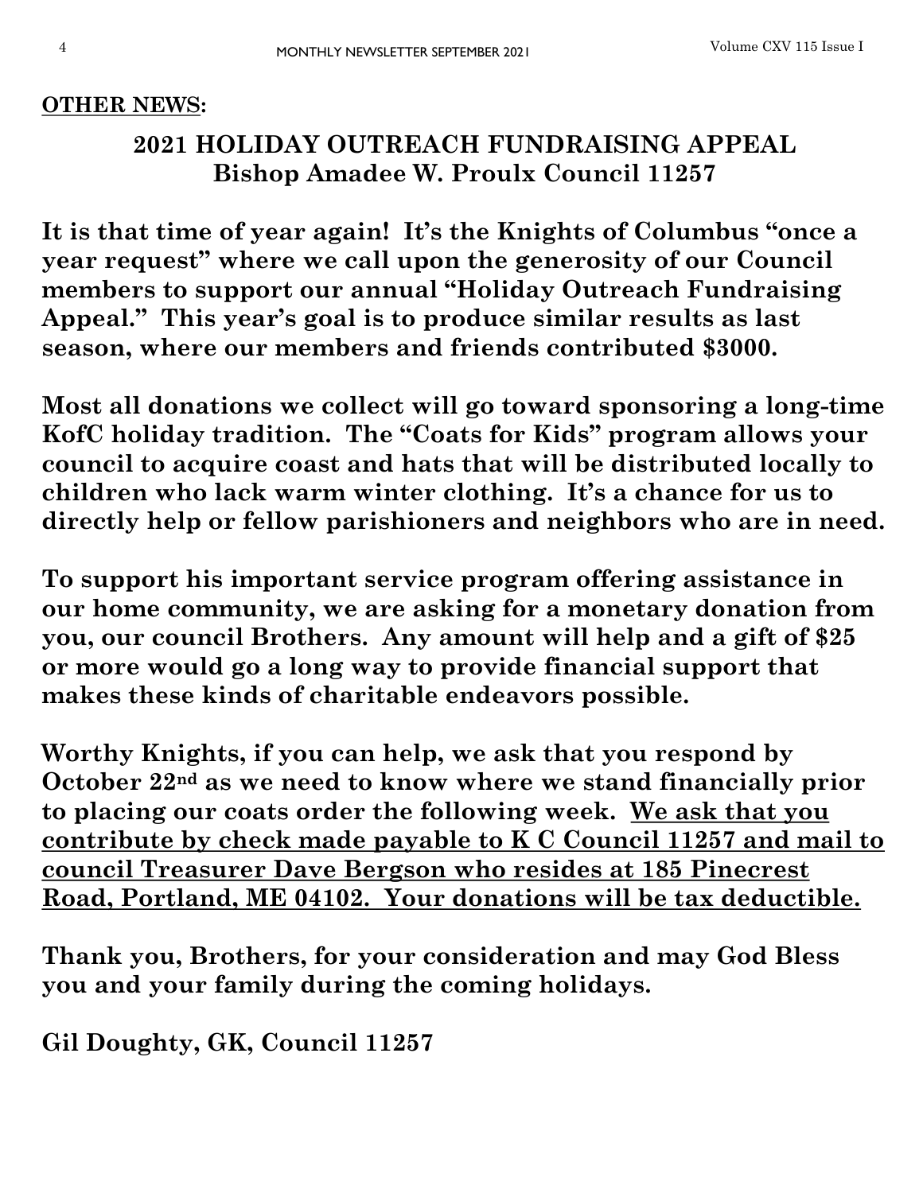**OTHER NEWS:**

## 2021 HOLIDAY OUTREACH FUNDRAISING APPEAL
## Bishop Amadee W. Proulx Council 11257

**It is that time of year again! It's the Knights of Columbus "once a year request" where we call upon the generosity of our Council members to support our annual "Holiday Outreach Fundraising Appeal." This year's goal is to produce similar results as last season, where our members and friends contributed $3000.**

**Most all donations we collect will go toward sponsoring a long-time KofC holiday tradition. The "Coats for Kids" program allows your council to acquire coast and hats that will be distributed locally to children who lack warm winter clothing. It's a chance for us to directly help or fellow parishioners and neighbors who are in need.**

**To support his important service program offering assistance in our home community, we are asking for a monetary donation from you, our council Brothers. Any amount will help and a gift of $25 or more would go a long way to provide financial support that makes these kinds of charitable endeavors possible.**

**Worthy Knights, if you can help, we ask that you respond by October 22nd as we need to know where we stand financially prior to placing our coats order the following week. <u>We ask that you contribute by check made payable to K C Council 11257 and mail to council Treasurer Dave Bergson who resides at 185 Pinecrest Road, Portland, ME 04102. Your donations will be tax deductible.</u>**

**Thank you, Brothers, for your consideration and may God Bless you and your family during the coming holidays.**

**Gil Doughty, GK, Council 11257**